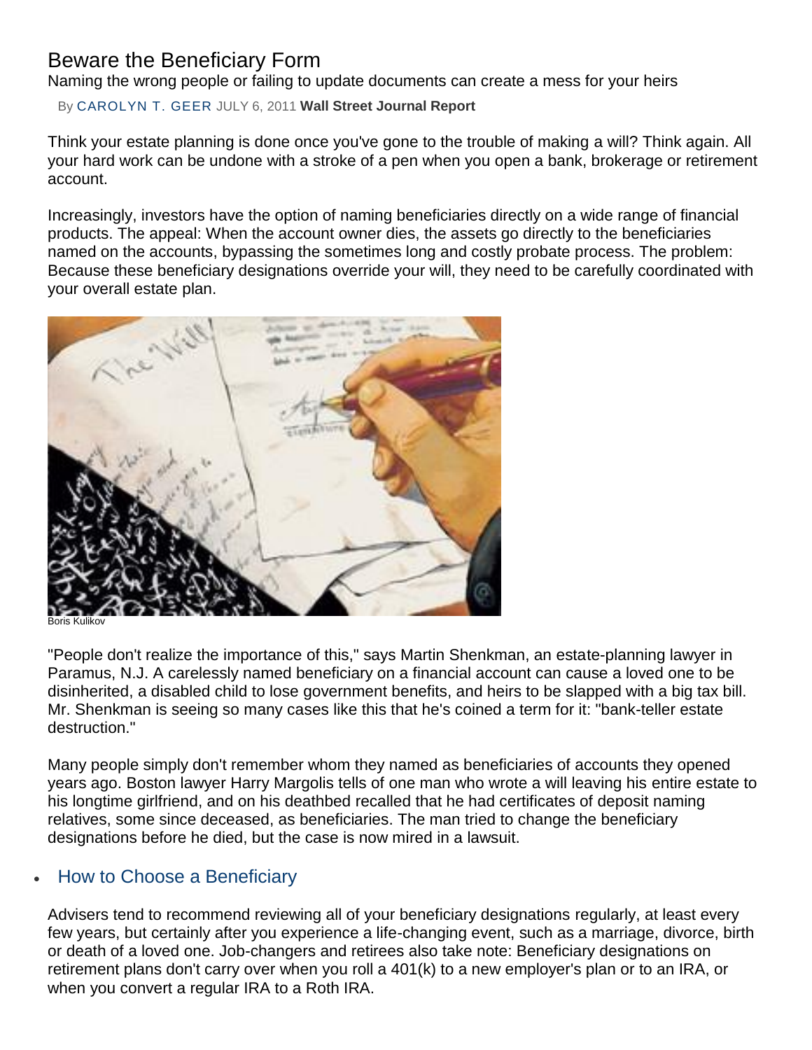# Beware the Beneficiary Form

Naming the wrong people or failing to update documents can create a mess for your heirs

By CAROLYN T. GEER JULY 6, 2011 **Wall Street Journal Report**

Think your estate planning is done once you've gone to the trouble of making a will? Think again. All your hard work can be undone with a stroke of a pen when you open a bank, brokerage or retirement account.

Increasingly, investors have the option of naming beneficiaries directly on a wide range of financial products. The appeal: When the account owner dies, the assets go directly to the beneficiaries named on the accounts, bypassing the sometimes long and costly probate process. The problem: Because these beneficiary designations override your will, they need to be carefully coordinated with your overall estate plan.

Boris Kulikov

"People don't realize the importance of this," says Martin Shenkman, an estate-planning lawyer in Paramus, N.J. A carelessly named beneficiary on a financial account can cause a loved one to be disinherited, a disabled child to lose government benefits, and heirs to be slapped with a big tax bill. Mr. Shenkman is seeing so many cases like this that he's coined a term for it: "bank-teller estate destruction."

Many people simply don't remember whom they named as beneficiaries of accounts they opened years ago. Boston lawyer Harry Margolis tells of one man who wrote a will leaving his entire estate to his longtime girlfriend, and on his deathbed recalled that he had certificates of deposit naming relatives, some since deceased, as beneficiaries. The man tried to change the beneficiary designations before he died, but the case is now mired in a lawsuit.

- How to Choose a Beneficiary

Advisers tend to recommend reviewing all of your beneficiary designations regularly, at least every few years, but certainly after you experience a life-changing event, such as a marriage, divorce, birth or death of a loved one. Job-changers and retirees also take note: Beneficiary designations on retirement plans don't carry over when you roll a 401(k) to a new employer's plan or to an IRA, or when you convert a regular IRA to a Roth IRA.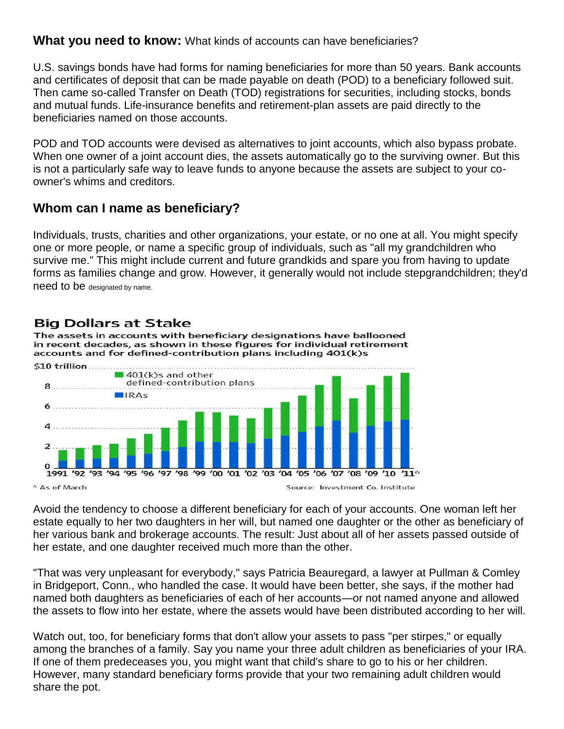**What you need to know:** What kinds of accounts can have beneficiaries?

U.S. savings bonds have had forms for naming beneficiaries for more than 50 years. Bank accounts and certificates of deposit that can be made payable on death (POD) to a beneficiary followed suit. Then came so-called Transfer on Death (TOD) registrations for securities, including stocks, bonds and mutual funds. Life-insurance benefits and retirement-plan assets are paid directly to the beneficiaries named on those accounts.

POD and TOD accounts were devised as alternatives to joint accounts, which also bypass probate. When one owner of a joint account dies, the assets automatically go to the surviving owner. But this is not a particularly safe way to leave funds to anyone because the assets are subject to your co-owner's whims and creditors.

## Whom can I name as beneficiary?

Individuals, trusts, charities and other organizations, your estate, or no one at all. You might specify one or more people, or name a specific group of individuals, such as "all my grandchildren who survive me." This might include current and future grandkids and spare you from having to update forms as families change and grow. However, it generally would not include stepgrandchildren; they'd need to be designated by name.

**Big Dollars at Stake**

The assets in accounts with beneficiary designations have ballooned in recent decades, as shown in these figures for individual retirement accounts and for defined-contribution plans including 401(k)s

$10 trillion
8
6
4
2
0

401(k)s and other defined-contribution plans
IRAs

1991 '92 '93 '94 '95 '96 '97 '98 '99 '00 '01 '02 '03 '04 '05 '06 '07 '08 '09 '10 '11*

\* As of March

Source: Investment Co. Institute

Avoid the tendency to choose a different beneficiary for each of your accounts. One woman left her estate equally to her two daughters in her will, but named one daughter or the other as beneficiary of her various bank and brokerage accounts. The result: Just about all of her assets passed outside of her estate, and one daughter received much more than the other.

"That was very unpleasant for everybody," says Patricia Beauregard, a lawyer at Pullman & Comley in Bridgeport, Conn., who handled the case. It would have been better, she says, if the mother had named both daughters as beneficiaries of each of her accounts—or not named anyone and allowed the assets to flow into her estate, where the assets would have been distributed according to her will.

Watch out, too, for beneficiary forms that don't allow your assets to pass "per stirpes," or equally among the branches of a family. Say you name your three adult children as beneficiaries of your IRA. If one of them predeceases you, you might want that child's share to go to his or her children. However, many standard beneficiary forms provide that your two remaining adult children would share the pot.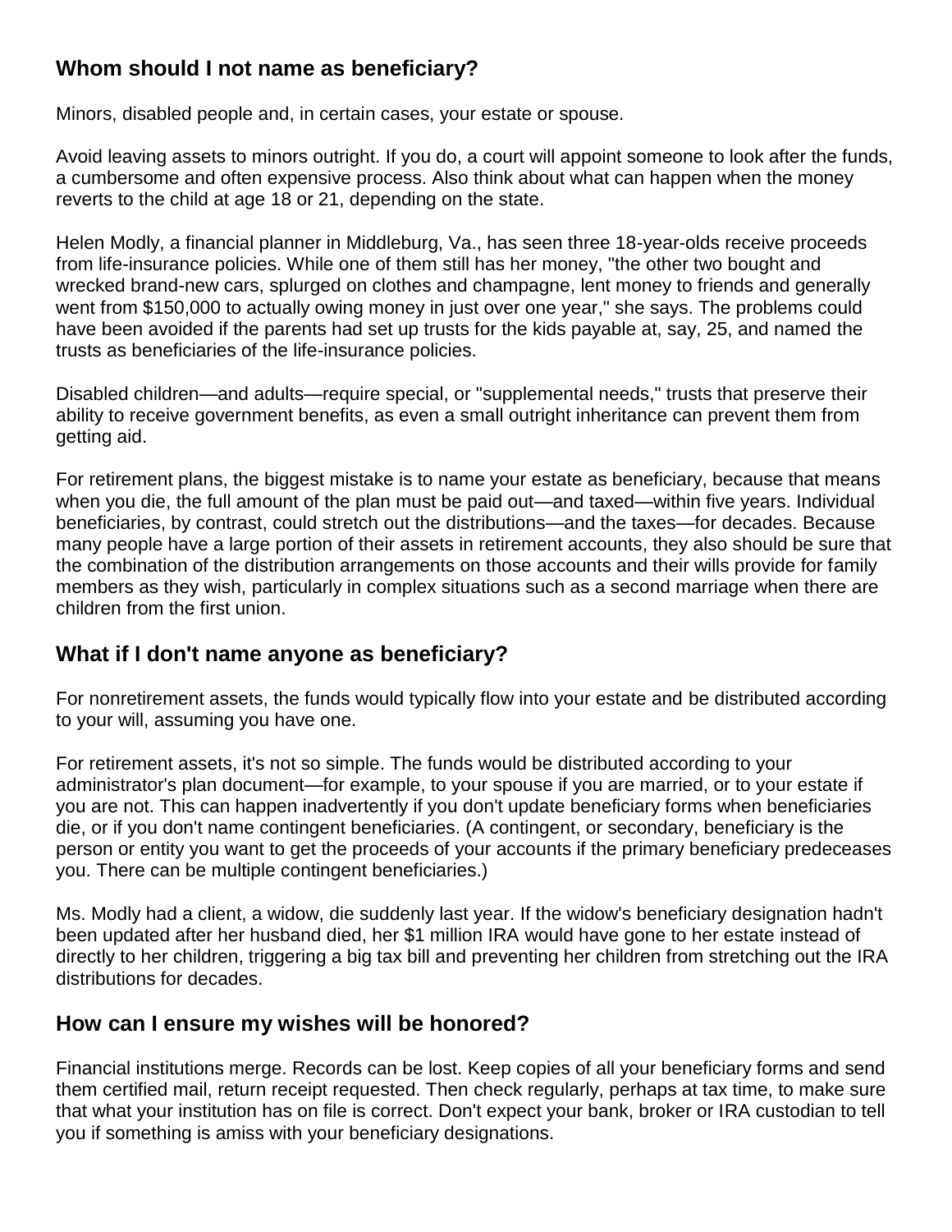## Whom should I not name as beneficiary?

Minors, disabled people and, in certain cases, your estate or spouse.

Avoid leaving assets to minors outright. If you do, a court will appoint someone to look after the funds, a cumbersome and often expensive process. Also think about what can happen when the money reverts to the child at age 18 or 21, depending on the state.

Helen Modly, a financial planner in Middleburg, Va., has seen three 18-year-olds receive proceeds from life-insurance policies. While one of them still has her money, "the other two bought and wrecked brand-new cars, splurged on clothes and champagne, lent money to friends and generally went from $150,000 to actually owing money in just over one year," she says. The problems could have been avoided if the parents had set up trusts for the kids payable at, say, 25, and named the trusts as beneficiaries of the life-insurance policies.

Disabled children—and adults—require special, or "supplemental needs," trusts that preserve their ability to receive government benefits, as even a small outright inheritance can prevent them from getting aid.

For retirement plans, the biggest mistake is to name your estate as beneficiary, because that means when you die, the full amount of the plan must be paid out—and taxed—within five years. Individual beneficiaries, by contrast, could stretch out the distributions—and the taxes—for decades. Because many people have a large portion of their assets in retirement accounts, they also should be sure that the combination of the distribution arrangements on those accounts and their wills provide for family members as they wish, particularly in complex situations such as a second marriage when there are children from the first union.

## What if I don't name anyone as beneficiary?

For nonretirement assets, the funds would typically flow into your estate and be distributed according to your will, assuming you have one.

For retirement assets, it's not so simple. The funds would be distributed according to your administrator's plan document—for example, to your spouse if you are married, or to your estate if you are not. This can happen inadvertently if you don't update beneficiary forms when beneficiaries die, or if you don't name contingent beneficiaries. (A contingent, or secondary, beneficiary is the person or entity you want to get the proceeds of your accounts if the primary beneficiary predeceases you. There can be multiple contingent beneficiaries.)

Ms. Modly had a client, a widow, die suddenly last year. If the widow's beneficiary designation hadn't been updated after her husband died, her $1 million IRA would have gone to her estate instead of directly to her children, triggering a big tax bill and preventing her children from stretching out the IRA distributions for decades.

## How can I ensure my wishes will be honored?

Financial institutions merge. Records can be lost. Keep copies of all your beneficiary forms and send them certified mail, return receipt requested. Then check regularly, perhaps at tax time, to make sure that what your institution has on file is correct. Don't expect your bank, broker or IRA custodian to tell you if something is amiss with your beneficiary designations.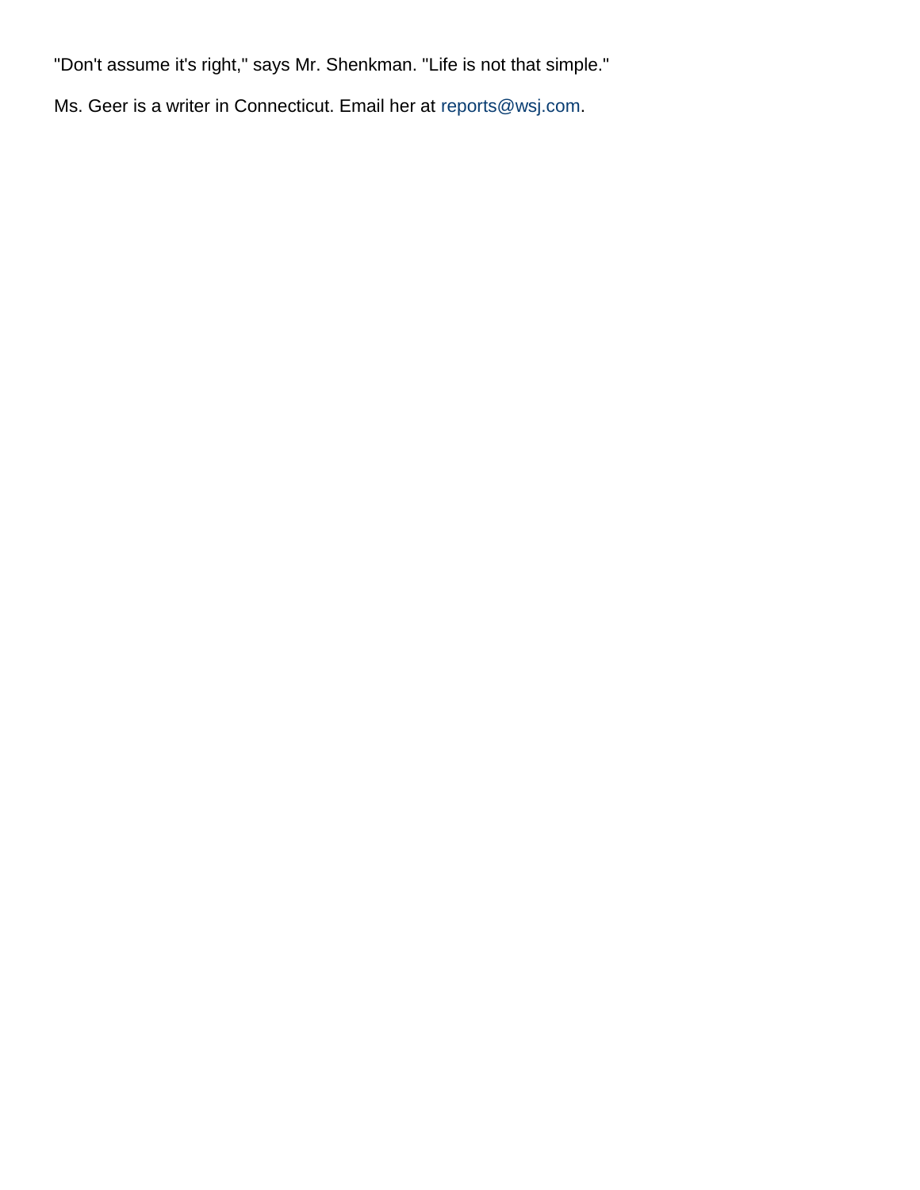"Don't assume it's right," says Mr. Shenkman. "Life is not that simple."

Ms. Geer is a writer in Connecticut. Email her at reports@wsj.com.